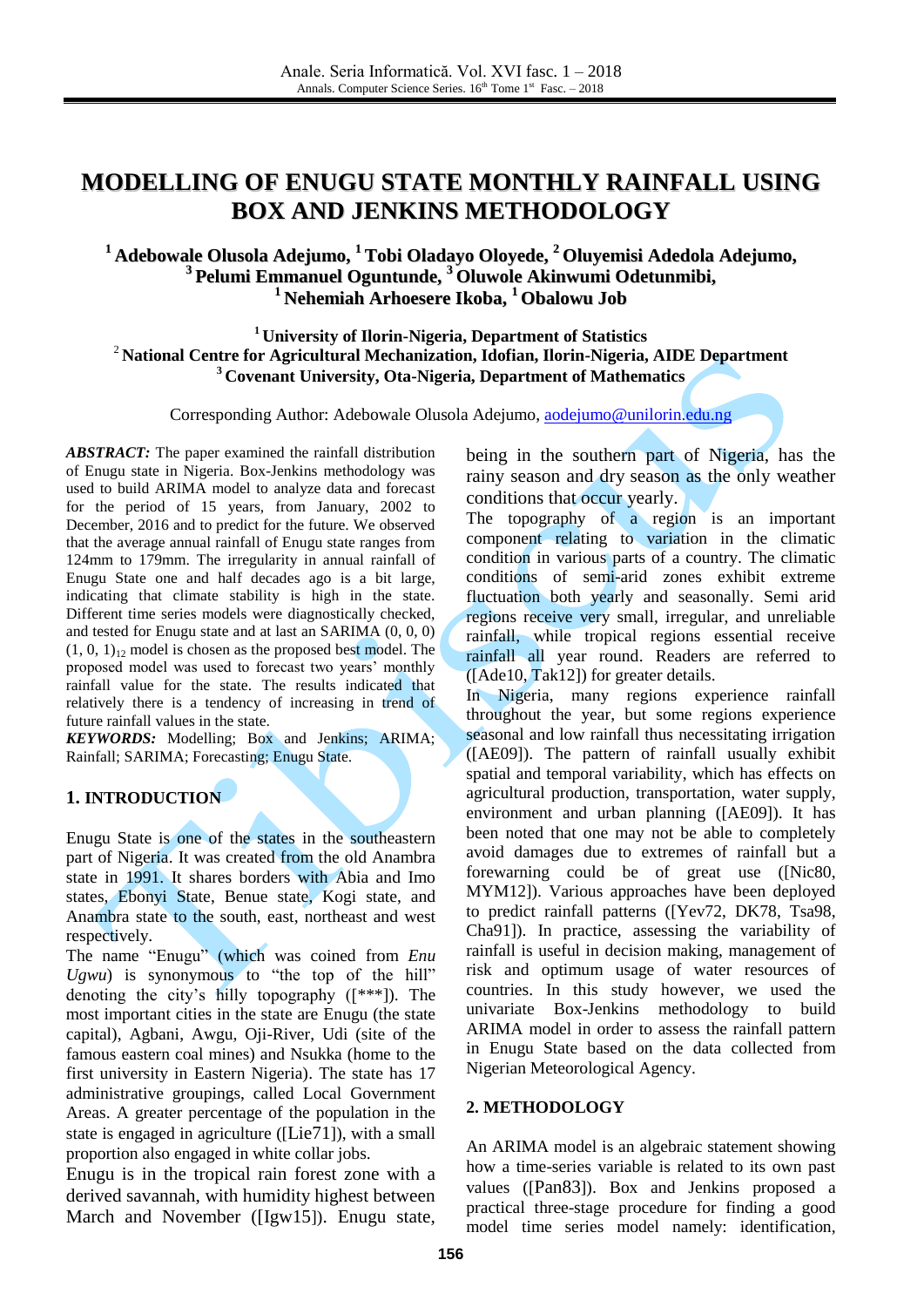# MODELLING OF ENUGU STATE MONTHLY RAINFALL USING BOX AND JENKINS METHODOLOGY

**[1] Adebowale Olusola Adejumo, [1] Tobi Oladayo Oloyede, [2] Oluyemisi Adedola Adejumo, [3] Pelumi Emmanuel Oguntunde, [3] Oluwole Akinwumi Odetunmibi, [1] Nehemiah Arhoesere Ikoba, [1] Obalowu Job**

**[1] University of Ilorin-Nigeria, Department of Statistics**
**[2] National Centre for Agricultural Mechanization, Idofian, Ilorin-Nigeria, AIDE Department**
**[3] Covenant University, Ota-Nigeria, Department of Mathematics**

Corresponding Author: Adebowale Olusola Adejumo, aodejumo@unilorin.edu.ng

***ABSTRACT:*** The paper examined the rainfall distribution of Enugu state in Nigeria. Box-Jenkins methodology was used to build ARIMA model to analyze data and forecast for the period of 15 years, from January, 2002 to December, 2016 and to predict for the future. We observed that the average annual rainfall of Enugu state ranges from 124mm to 179mm. The irregularity in annual rainfall of Enugu State one and half decades ago is a bit large, indicating that climate stability is high in the state. Different time series models were diagnostically checked, and tested for Enugu state and at last an SARIMA (0, 0, 0) $(1, 0, 1)_{12}$ model is chosen as the proposed best model. The proposed model was used to forecast two years' monthly rainfall value for the state. The results indicated that relatively there is a tendency of increasing in trend of future rainfall values in the state.

***KEYWORDS:*** Modelling; Box and Jenkins; ARIMA; Rainfall; SARIMA; Forecasting; Enugu State.

## 1. INTRODUCTION

Enugu State is one of the states in the southeastern part of Nigeria. It was created from the old Anambra state in 1991. It shares borders with Abia and Imo states, Ebonyi State, Benue state, Kogi state, and Anambra state to the south, east, northeast and west respectively.

The name "Enugu" (which was coined from *Enu Ugwu*) is synonymous to "the top of the hill" denoting the city's hilly topography ([***]). The most important cities in the state are Enugu (the state capital), Agbani, Awgu, Oji-River, Udi (site of the famous eastern coal mines) and Nsukka (home to the first university in Eastern Nigeria). The state has 17 administrative groupings, called Local Government Areas. A greater percentage of the population in the state is engaged in agriculture ([Lie71]), with a small proportion also engaged in white collar jobs.

Enugu is in the tropical rain forest zone with a derived savannah, with humidity highest between March and November ([Igw15]). Enugu state, being in the southern part of Nigeria, has the rainy season and dry season as the only weather conditions that occur yearly.

The topography of a region is an important component relating to variation in the climatic condition in various parts of a country. The climatic conditions of semi-arid zones exhibit extreme fluctuation both yearly and seasonally. Semi arid regions receive very small, irregular, and unreliable rainfall, while tropical regions essential receive rainfall all year round. Readers are referred to ([Ade10, Tak12]) for greater details.

In Nigeria, many regions experience rainfall throughout the year, but some regions experience seasonal and low rainfall thus necessitating irrigation ([AE09]). The pattern of rainfall usually exhibit spatial and temporal variability, which has effects on agricultural production, transportation, water supply, environment and urban planning ([AE09]). It has been noted that one may not be able to completely avoid damages due to extremes of rainfall but a forewarning could be of great use ([Nic80, MYM12]). Various approaches have been deployed to predict rainfall patterns ([Yev72, DK78, Tsa98, Cha91]). In practice, assessing the variability of rainfall is useful in decision making, management of risk and optimum usage of water resources of countries. In this study however, we used the univariate Box-Jenkins methodology to build ARIMA model in order to assess the rainfall pattern in Enugu State based on the data collected from Nigerian Meteorological Agency.

## 2. METHODOLOGY

An ARIMA model is an algebraic statement showing how a time-series variable is related to its own past values ([Pan83]). Box and Jenkins proposed a practical three-stage procedure for finding a good model time series model namely: identification,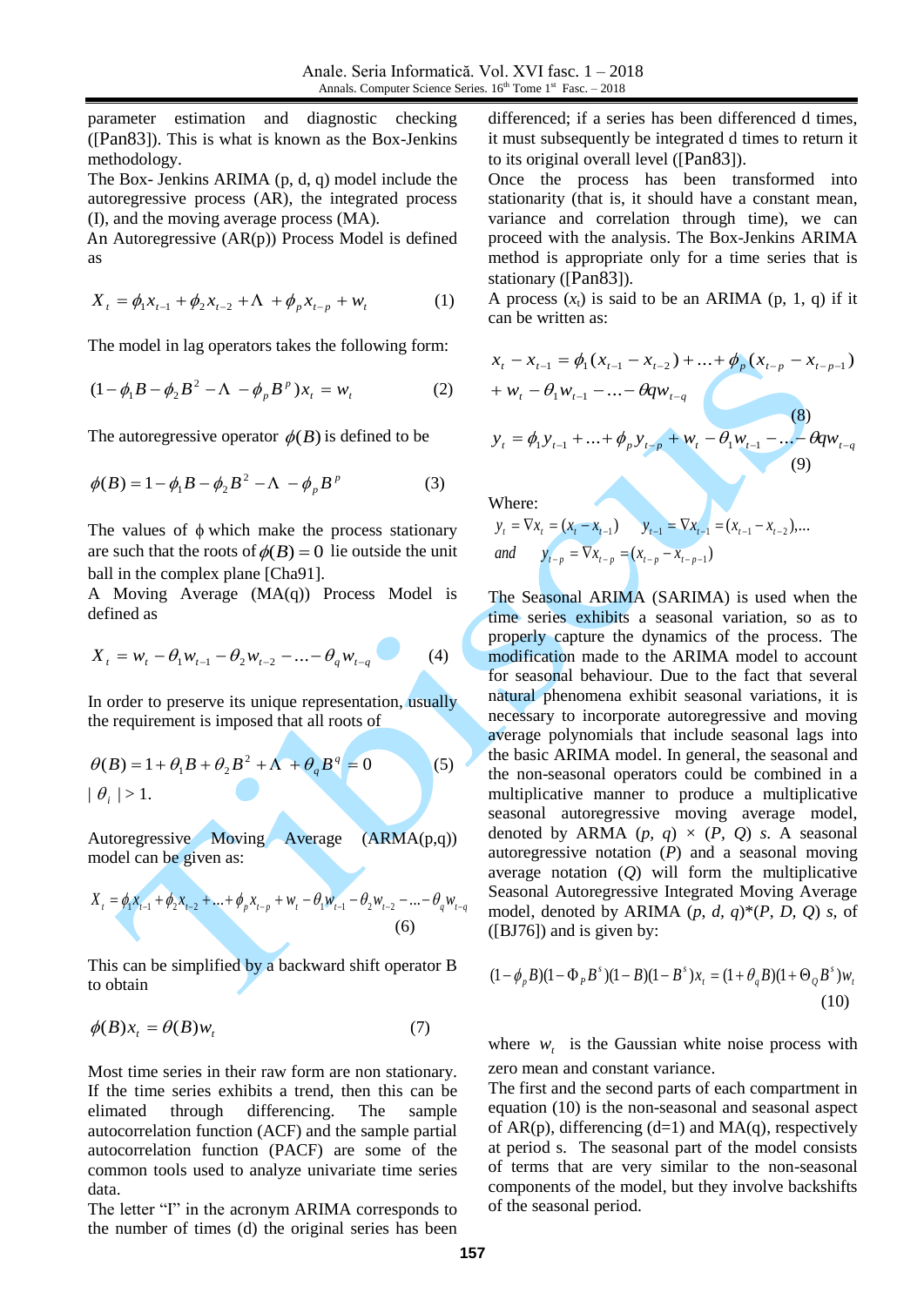parameter estimation and diagnostic checking ([Pan83]). This is what is known as the Box-Jenkins methodology.

The Box- Jenkins ARIMA (p, d, q) model include the autoregressive process (AR), the integrated process (I), and the moving average process (MA).

An Autoregressive (AR(p)) Process Model is defined as

$$X_t = \phi_1 x_{t-1} + \phi_2 x_{t-2} + \Lambda + \phi_p x_{t-p} + w_t \tag{1}$$

The model in lag operators takes the following form:

$$(1 - \phi_1 B - \phi_2 B^2 - \Lambda - \phi_p B^p) x_t = w_t \tag{2}$$

The autoregressive operator $\phi(B)$ is defined to be

$$\phi(B) = 1 - \phi_1 B - \phi_2 B^2 - \Lambda - \phi_p B^p \tag{3}$$

The values of $\phi$ which make the process stationary are such that the roots of $\phi(B) = 0$ lie outside the unit ball in the complex plane [Cha91].

A Moving Average (MA(q)) Process Model is defined as

$$X_t = w_t - \theta_1 w_{t-1} - \theta_2 w_{t-2} - \ldots - \theta_q w_{t-q} \tag{4}$$

In order to preserve its unique representation, usually the requirement is imposed that all roots of

$$\theta(B) = 1 + \theta_1 B + \theta_2 B^2 + \Lambda + \theta_q B^q = 0 \tag{5}$$

$|\theta_i| > 1.$

Autoregressive Moving Average (ARMA(p,q)) model can be given as:

$$X_t = \phi_1 x_{t-1} + \phi_2 x_{t-2} + \ldots + \phi_p x_{t-p} + w_t - \theta_1 w_{t-1} - \theta_2 w_{t-2} - \ldots - \theta_q w_{t-q} \tag{6}$$

This can be simplified by a backward shift operator B to obtain

$$\phi(B) x_t = \theta(B) w_t \tag{7}$$

Most time series in their raw form are non stationary. If the time series exhibits a trend, then this can be elimated through differencing. The sample autocorrelation function (ACF) and the sample partial autocorrelation function (PACF) are some of the common tools used to analyze univariate time series data.

The letter "I" in the acronym ARIMA corresponds to the number of times (d) the original series has been differenced; if a series has been differenced d times, it must subsequently be integrated d times to return it to its original overall level ([Pan83]).

Once the process has been transformed into stationarity (that is, it should have a constant mean, variance and correlation through time), we can proceed with the analysis. The Box-Jenkins ARIMA method is appropriate only for a time series that is stationary ([Pan83]).

A process ($x_t$) is said to be an ARIMA (p, 1, q) if it can be written as:

$$x_t - x_{t-1} = \phi_1 (x_{t-1} - x_{t-2}) + \ldots + \phi_p (x_{t-p} - x_{t-p-1}) + w_t - \theta_1 w_{t-1} - \ldots - \theta q w_{t-q} \tag{8}$$

$$y_t = \phi_1 y_{t-1} + \ldots + \phi_p y_{t-p} + w_t - \theta_1 w_{t-1} - \ldots - \theta q w_{t-q} \tag{9}$$

Where:

$y_t = \nabla x_t = (x_t - x_{t-1}) \quad y_{t-1} = \nabla x_{t-1} = (x_{t-1} - x_{t-2}), \ldots$

*and* $\quad y_{t-p} = \nabla x_{t-p} = (x_{t-p} - x_{t-p-1})$

The Seasonal ARIMA (SARIMA) is used when the time series exhibits a seasonal variation, so as to properly capture the dynamics of the process. The modification made to the ARIMA model to account for seasonal behaviour. Due to the fact that several natural phenomena exhibit seasonal variations, it is necessary to incorporate autoregressive and moving average polynomials that include seasonal lags into the basic ARIMA model. In general, the seasonal and the non-seasonal operators could be combined in a multiplicative manner to produce a multiplicative seasonal autoregressive moving average model, denoted by ARMA (*p*, *q*) × (*P*, *Q*) *s*. A seasonal autoregressive notation (*P*) and a seasonal moving average notation (*Q*) will form the multiplicative Seasonal Autoregressive Integrated Moving Average model, denoted by ARIMA (*p*, *d*, *q*)*(*P*, *D*, *Q*) *s*, of ([BJ76]) and is given by:

$$(1 - \phi_p B)(1 - \Phi_p B^s)(1 - B)(1 - B^s) x_t = (1 + \theta_q B)(1 + \Theta_Q B^s) w_t \tag{10}$$

where $w_t$ is the Gaussian white noise process with zero mean and constant variance.

The first and the second parts of each compartment in equation (10) is the non-seasonal and seasonal aspect of AR(p), differencing (d=1) and MA(q), respectively at period s. The seasonal part of the model consists of terms that are very similar to the non-seasonal components of the model, but they involve backshifts of the seasonal period.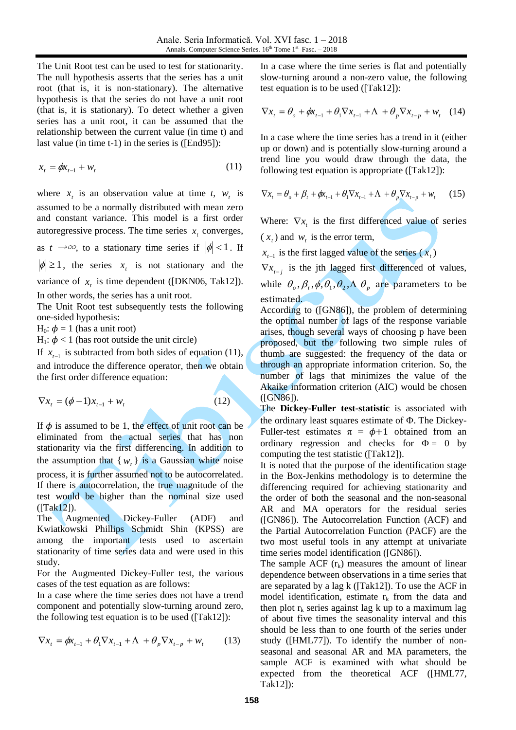The Unit Root test can be used to test for stationarity. The null hypothesis asserts that the series has a unit root (that is, it is non-stationary). The alternative hypothesis is that the series do not have a unit root (that is, it is stationary). To detect whether a given series has a unit root, it can be assumed that the relationship between the current value (in time t) and last value (in time t-1) in the series is ([End95]):

$$x_t = \phi x_{t-1} + w_t \tag{11}$$

where $x_t$ is an observation value at time $t$, $w_t$ is assumed to be a normally distributed with mean zero and constant variance. This model is a first order autoregressive process. The time series $x_t$ converges, as $t \rightarrow \infty$, to a stationary time series if $|\phi| < 1$. If $|\phi| \geq 1$, the series $x_t$ is not stationary and the variance of $x_t$ is time dependent ([DKN06, Tak12]). In other words, the series has a unit root.

The Unit Root test subsequently tests the following one-sided hypothesis:

$H_0$: $\phi = 1$ (has a unit root)

$H_1$: $\phi < 1$ (has root outside the unit circle)

If $x_{t-1}$ is subtracted from both sides of equation (11), and introduce the difference operator, then we obtain the first order difference equation:

$$\nabla x_t = (\phi - 1)x_{t-1} + w_t \tag{12}$$

If $\phi$ is assumed to be 1, the effect of unit root can be eliminated from the actual series that has non stationarity via the first differencing. In addition to the assumption that $\{ w_t \}$ is a Gaussian white noise process, it is further assumed not to be autocorrelated. If there is autocorrelation, the true magnitude of the test would be higher than the nominal size used ([Tak12]).

The Augmented Dickey-Fuller (ADF) and Kwiatkowski Phillips Schmidt Shin (KPSS) are among the important tests used to ascertain stationarity of time series data and were used in this study.

For the Augmented Dickey-Fuller test, the various cases of the test equation as are follows:

In a case where the time series does not have a trend component and potentially slow-turning around zero, the following test equation is to be used ([Tak12]):

$$\nabla x_t = \phi x_{t-1} + \theta_1 \nabla x_{t-1} + \Lambda + \theta_p \nabla x_{t-p} + w_t \tag{13}$$

In a case where the time series is flat and potentially slow-turning around a non-zero value, the following test equation is to be used ([Tak12]):

$$\nabla x_t = \theta_o + \phi x_{t-1} + \theta_1 \nabla x_{t-1} + \Lambda + \theta_p \nabla x_{t-p} + w_t \tag{14}$$

In a case where the time series has a trend in it (either up or down) and is potentially slow-turning around a trend line you would draw through the data, the following test equation is appropriate ([Tak12]):

$$\nabla x_t = \theta_o + \beta_t + \phi x_{t-1} + \theta_1 \nabla x_{t-1} + \Lambda + \theta_p \nabla x_{t-p} + w_t \tag{15}$$

Where: $\nabla x_t$ is the first differenced value of series ($x_t$) and $w_t$ is the error term,

$x_{t-1}$ is the first lagged value of the series ($x_t$)

$\nabla x_{t-j}$ is the jth lagged first differenced of values, while $\theta_o, \beta_t, \phi, \theta_1, \theta_2, \Lambda\ \theta_p$ are parameters to be estimated.

According to ([GN86]), the problem of determining the optimal number of lags of the response variable arises, though several ways of choosing p have been proposed, but the following two simple rules of thumb are suggested: the frequency of the data or through an appropriate information criterion. So, the number of lags that minimizes the value of the Akaike information criterion (AIC) would be chosen ([GN86]).

The **Dickey-Fuller test-statistic** is associated with the ordinary least squares estimate of Φ. The Dickey-Fuller-test estimates $\pi = \phi + 1$ obtained from an ordinary regression and checks for $\Phi = 0$ by computing the test statistic ([Tak12]).

It is noted that the purpose of the identification stage in the Box-Jenkins methodology is to determine the differencing required for achieving stationarity and the order of both the seasonal and the non-seasonal AR and MA operators for the residual series ([GN86]). The Autocorrelation Function (ACF) and the Partial Autocorrelation Function (PACF) are the two most useful tools in any attempt at univariate time series model identification ([GN86]).

The sample ACF ($r_k$) measures the amount of linear dependence between observations in a time series that are separated by a lag k ([Tak12]). To use the ACF in model identification, estimate $r_k$ from the data and then plot $r_k$ series against lag k up to a maximum lag of about five times the seasonality interval and this should be less than to one fourth of the series under study ([HML77]). To identify the number of non-seasonal and seasonal AR and MA parameters, the sample ACF is examined with what should be expected from the theoretical ACF ([HML77, Tak12]):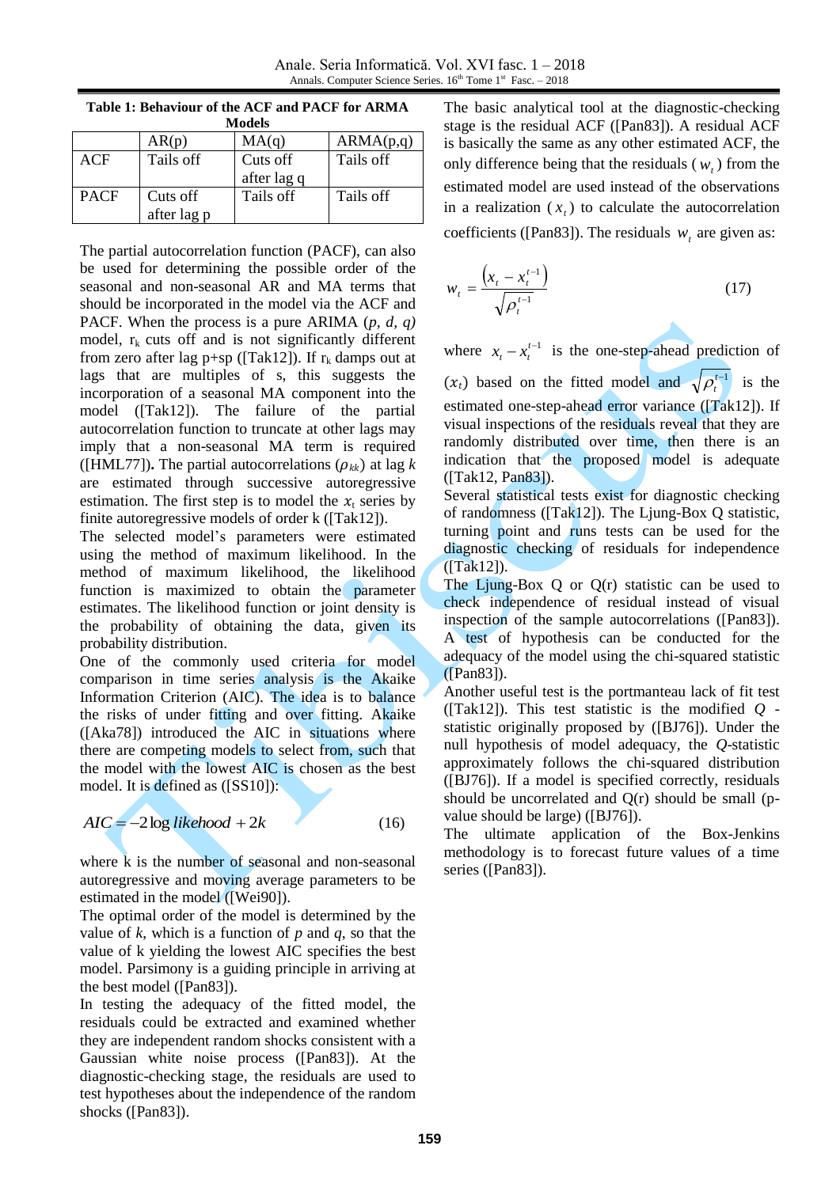**Table 1: Behaviour of the ACF and PACF for ARMA Models**

| | AR(p) | MA(q) | ARMA(p,q) |
|---|---|---|---|
| ACF | Tails off | Cuts off after lag q | Tails off |
| PACF | Cuts off after lag p | Tails off | Tails off |

The partial autocorrelation function (PACF), can also be used for determining the possible order of the seasonal and non-seasonal AR and MA terms that should be incorporated in the model via the ACF and PACF. When the process is a pure ARIMA (*p, d, q)* model, $r_k$ cuts off and is not significantly different from zero after lag p+sp ([Tak12]). If $r_k$ damps out at lags that are multiples of s, this suggests the incorporation of a seasonal MA component into the model ([Tak12]). The failure of the partial autocorrelation function to truncate at other lags may imply that a non-seasonal MA term is required ([HML77])**.** The partial autocorrelations ($\rho_{kk}$) at lag *k* are estimated through successive autoregressive estimation. The first step is to model the $x_t$ series by finite autoregressive models of order k ([Tak12]).

The selected model's parameters were estimated using the method of maximum likelihood. In the method of maximum likelihood, the likelihood function is maximized to obtain the parameter estimates. The likelihood function or joint density is the probability of obtaining the data, given its probability distribution.

One of the commonly used criteria for model comparison in time series analysis is the Akaike Information Criterion (AIC). The idea is to balance the risks of under fitting and over fitting. Akaike ([Aka78]) introduced the AIC in situations where there are competing models to select from, such that the model with the lowest AIC is chosen as the best model. It is defined as ([SS10]):

$$AIC = -2\log likehood + 2k \tag{16}$$

where k is the number of seasonal and non-seasonal autoregressive and moving average parameters to be estimated in the model ([Wei90]).

The optimal order of the model is determined by the value of *k*, which is a function of *p* and *q*, so that the value of k yielding the lowest AIC specifies the best model. Parsimony is a guiding principle in arriving at the best model ([Pan83]).

In testing the adequacy of the fitted model, the residuals could be extracted and examined whether they are independent random shocks consistent with a Gaussian white noise process ([Pan83]). At the diagnostic-checking stage, the residuals are used to test hypotheses about the independence of the random shocks ([Pan83]).

The basic analytical tool at the diagnostic-checking stage is the residual ACF ([Pan83]). A residual ACF is basically the same as any other estimated ACF, the only difference being that the residuals ($w_t$) from the estimated model are used instead of the observations in a realization ($x_t$) to calculate the autocorrelation coefficients ([Pan83]). The residuals $w_t$ are given as:

$$w_t = \frac{\left(x_t - x_t^{t-1}\right)}{\sqrt{\rho_t^{t-1}}} \tag{17}$$

where $x_t - x_t^{t-1}$ is the one-step-ahead prediction of $(x_t)$ based on the fitted model and $\sqrt{\rho_t^{t-1}}$ is the estimated one-step-ahead error variance ([Tak12]). If visual inspections of the residuals reveal that they are randomly distributed over time, then there is an indication that the proposed model is adequate ([Tak12, Pan83]).

Several statistical tests exist for diagnostic checking of randomness ([Tak12]). The Ljung-Box Q statistic, turning point and runs tests can be used for the diagnostic checking of residuals for independence ([Tak12]).

The Ljung-Box Q or Q(r) statistic can be used to check independence of residual instead of visual inspection of the sample autocorrelations ([Pan83]). A test of hypothesis can be conducted for the adequacy of the model using the chi-squared statistic ([Pan83]).

Another useful test is the portmanteau lack of fit test ([Tak12]). This test statistic is the modified *Q* -statistic originally proposed by ([BJ76]). Under the null hypothesis of model adequacy, the *Q*-statistic approximately follows the chi-squared distribution ([BJ76]). If a model is specified correctly, residuals should be uncorrelated and Q(r) should be small (p-value should be large) ([BJ76]).

The ultimate application of the Box-Jenkins methodology is to forecast future values of a time series ([Pan83]).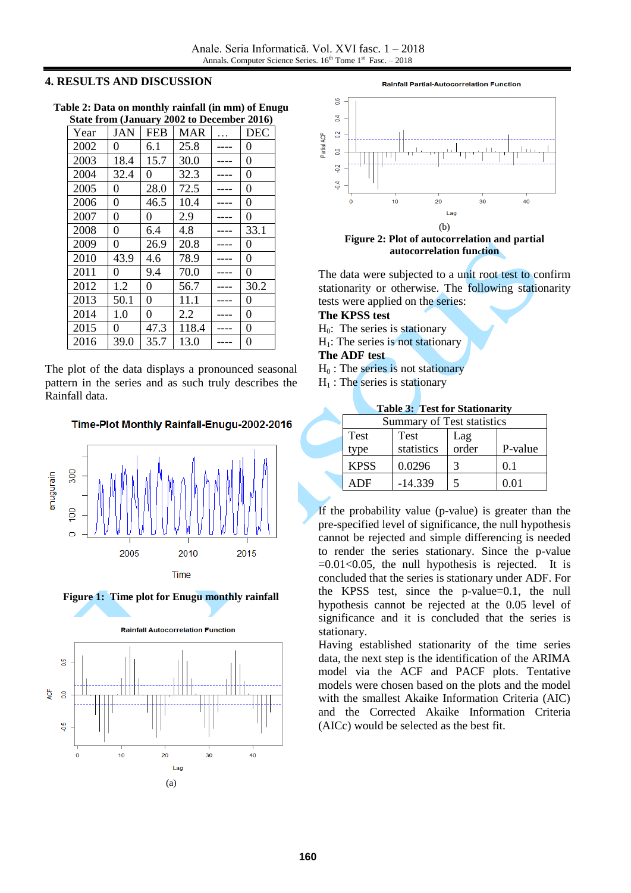## 4. RESULTS AND DISCUSSION

**Table 2: Data on monthly rainfall (in mm) of Enugu State from (January 2002 to December 2016)**

| Year | JAN | FEB | MAR | … | DEC |
|---|---|---|---|---|---|
| 2002 | 0 | 6.1 | 25.8 | ---- | 0 |
| 2003 | 18.4 | 15.7 | 30.0 | ---- | 0 |
| 2004 | 32.4 | 0 | 32.3 | ---- | 0 |
| 2005 | 0 | 28.0 | 72.5 | ---- | 0 |
| 2006 | 0 | 46.5 | 10.4 | ---- | 0 |
| 2007 | 0 | 0 | 2.9 | ---- | 0 |
| 2008 | 0 | 6.4 | 4.8 | ---- | 33.1 |
| 2009 | 0 | 26.9 | 20.8 | ---- | 0 |
| 2010 | 43.9 | 4.6 | 78.9 | ---- | 0 |
| 2011 | 0 | 9.4 | 70.0 | ---- | 0 |
| 2012 | 1.2 | 0 | 56.7 | ---- | 30.2 |
| 2013 | 50.1 | 0 | 11.1 | ---- | 0 |
| 2014 | 1.0 | 0 | 2.2 | ---- | 0 |
| 2015 | 0 | 47.3 | 118.4 | ---- | 0 |
| 2016 | 39.0 | 35.7 | 13.0 | ---- | 0 |

The plot of the data displays a pronounced seasonal pattern in the series and as such truly describes the Rainfall data.

**Figure 1: Time plot for Enugu monthly rainfall**

(a)

(b)

**Figure 2: Plot of autocorrelation and partial autocorrelation function**

The data were subjected to a unit root test to confirm stationarity or otherwise. The following stationarity tests were applied on the series:

**The KPSS test**

$H_0$: The series is stationary
$H_1$: The series is not stationary

**The ADF test**

$H_0$ : The series is not stationary
$H_1$ : The series is stationary

**Table 3: Test for Stationarity**

| Summary of Test statistics | | | |
|---|---|---|---|
| Test type | Test statistics | Lag order | P-value |
| KPSS | 0.0296 | 3 | 0.1 |
| ADF | -14.339 | 5 | 0.01 |

If the probability value (p-value) is greater than the pre-specified level of significance, the null hypothesis cannot be rejected and simple differencing is needed to render the series stationary. Since the p-value $=0.01<0.05$, the null hypothesis is rejected. It is concluded that the series is stationary under ADF. For the KPSS test, since the p-value=0.1, the null hypothesis cannot be rejected at the 0.05 level of significance and it is concluded that the series is stationary.

Having established stationarity of the time series data, the next step is the identification of the ARIMA model via the ACF and PACF plots. Tentative models were chosen based on the plots and the model with the smallest Akaike Information Criteria (AIC) and the Corrected Akaike Information Criteria (AICc) would be selected as the best fit.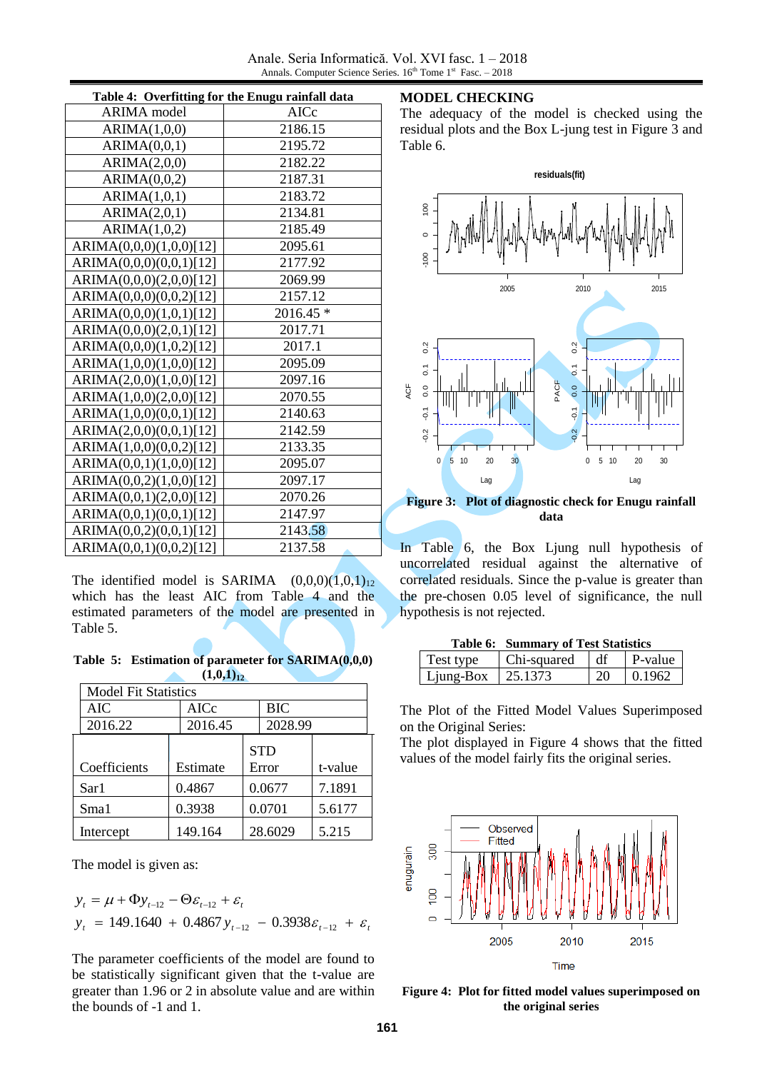**Table 4: Overfitting for the Enugu rainfall data**

| ARIMA model | AICc |
|---|---|
| ARIMA(1,0,0) | 2186.15 |
| ARIMA(0,0,1) | 2195.72 |
| ARIMA(2,0,0) | 2182.22 |
| ARIMA(0,0,2) | 2187.31 |
| ARIMA(1,0,1) | 2183.72 |
| ARIMA(2,0,1) | 2134.81 |
| ARIMA(1,0,2) | 2185.49 |
| ARIMA(0,0,0)(1,0,0)[12] | 2095.61 |
| ARIMA(0,0,0)(0,0,1)[12] | 2177.92 |
| ARIMA(0,0,0)(2,0,0)[12] | 2069.99 |
| ARIMA(0,0,0)(0,0,2)[12] | 2157.12 |
| ARIMA(0,0,0)(1,0,1)[12] | 2016.45 * |
| ARIMA(0,0,0)(2,0,1)[12] | 2017.71 |
| ARIMA(0,0,0)(1,0,2)[12] | 2017.1 |
| ARIMA(1,0,0)(1,0,0)[12] | 2095.09 |
| ARIMA(2,0,0)(1,0,0)[12] | 2097.16 |
| ARIMA(1,0,0)(2,0,0)[12] | 2070.55 |
| ARIMA(1,0,0)(0,0,1)[12] | 2140.63 |
| ARIMA(2,0,0)(0,0,1)[12] | 2142.59 |
| ARIMA(1,0,0)(0,0,2)[12] | 2133.35 |
| ARIMA(0,0,1)(1,0,0)[12] | 2095.07 |
| ARIMA(0,0,2)(1,0,0)[12] | 2097.17 |
| ARIMA(0,0,1)(2,0,0)[12] | 2070.26 |
| ARIMA(0,0,1)(0,0,1)[12] | 2147.97 |
| ARIMA(0,0,2)(0,0,1)[12] | 2143.58 |
| ARIMA(0,0,1)(0,0,2)[12] | 2137.58 |

The identified model is SARIMA $(0,0,0)(1,0,1)_{12}$ which has the least AIC from Table 4 and the estimated parameters of the model are presented in Table 5.

**Table 5: Estimation of parameter for SARIMA(0,0,0)(1,0,1)$_{12}$**

| Model Fit Statistics | | | |
|---|---|---|---|
| AIC | AICc | BIC | |
| 2016.22 | 2016.45 | 2028.99 | |
| **Coefficients** | **Estimate** | **STD Error** | **t-value** |
| Sar1 | 0.4867 | 0.0677 | 7.1891 |
| Sma1 | 0.3938 | 0.0701 | 5.6177 |
| Intercept | 149.164 | 28.6029 | 5.215 |

The model is given as:

$$y_t = \mu + \Phi y_{t-12} - \Theta\varepsilon_{t-12} + \varepsilon_t$$

$$y_t = 149.1640 + 0.4867 y_{t-12} - 0.3938\varepsilon_{t-12} + \varepsilon_t$$

The parameter coefficients of the model are found to be statistically significant given that the t-value are greater than 1.96 or 2 in absolute value and are within the bounds of -1 and 1.

## MODEL CHECKING

The adequacy of the model is checked using the residual plots and the Box L-jung test in Figure 3 and Table 6.

**Figure 3: Plot of diagnostic check for Enugu rainfall data**

In Table 6, the Box Ljung null hypothesis of uncorrelated residual against the alternative of correlated residuals. Since the p-value is greater than the pre-chosen 0.05 level of significance, the null hypothesis is not rejected.

**Table 6: Summary of Test Statistics**

| Test type | Chi-squared | df | P-value |
|---|---|---|---|
| Ljung-Box | 25.1373 | 20 | 0.1962 |

The Plot of the Fitted Model Values Superimposed on the Original Series:

The plot displayed in Figure 4 shows that the fitted values of the model fairly fits the original series.

**Figure 4: Plot for fitted model values superimposed on the original series**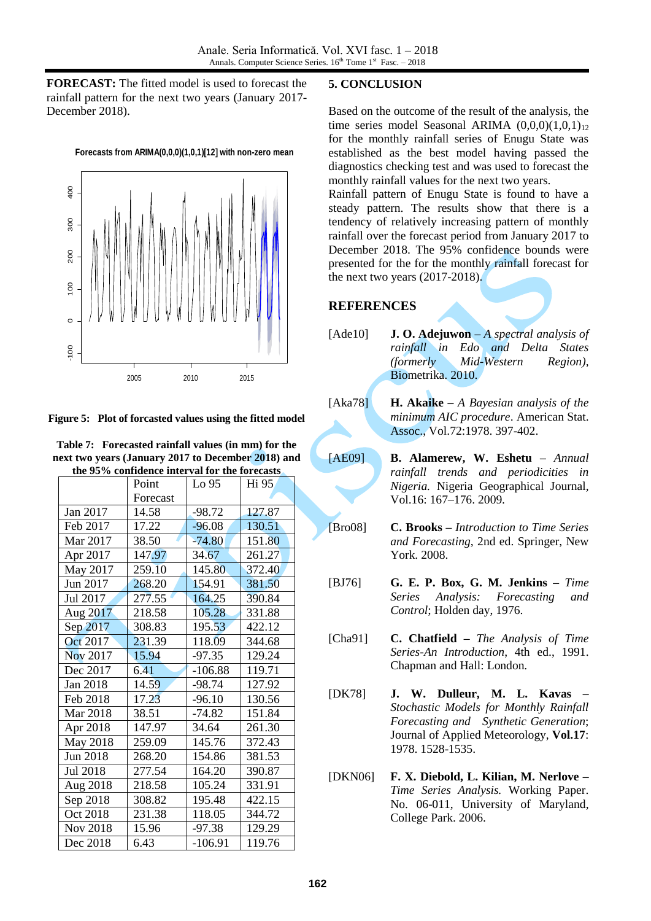**FORECAST:** The fitted model is used to forecast the rainfall pattern for the next two years (January 2017-December 2018).

**Figure 5: Plot of forcasted values using the fitted model**

**Table 7: Forecasted rainfall values (in mm) for the next two years (January 2017 to December 2018) and the 95% confidence interval for the forecasts**

| | Point Forecast | Lo 95 | Hi 95 |
|---|---|---|---|
| Jan 2017 | 14.58 | -98.72 | 127.87 |
| Feb 2017 | 17.22 | -96.08 | 130.51 |
| Mar 2017 | 38.50 | -74.80 | 151.80 |
| Apr 2017 | 147.97 | 34.67 | 261.27 |
| May 2017 | 259.10 | 145.80 | 372.40 |
| Jun 2017 | 268.20 | 154.91 | 381.50 |
| Jul 2017 | 277.55 | 164.25 | 390.84 |
| Aug 2017 | 218.58 | 105.28 | 331.88 |
| Sep 2017 | 308.83 | 195.53 | 422.12 |
| Oct 2017 | 231.39 | 118.09 | 344.68 |
| Nov 2017 | 15.94 | -97.35 | 129.24 |
| Dec 2017 | 6.41 | -106.88 | 119.71 |
| Jan 2018 | 14.59 | -98.74 | 127.92 |
| Feb 2018 | 17.23 | -96.10 | 130.56 |
| Mar 2018 | 38.51 | -74.82 | 151.84 |
| Apr 2018 | 147.97 | 34.64 | 261.30 |
| May 2018 | 259.09 | 145.76 | 372.43 |
| Jun 2018 | 268.20 | 154.86 | 381.53 |
| Jul 2018 | 277.54 | 164.20 | 390.87 |
| Aug 2018 | 218.58 | 105.24 | 331.91 |
| Sep 2018 | 308.82 | 195.48 | 422.15 |
| Oct 2018 | 231.38 | 118.05 | 344.72 |
| Nov 2018 | 15.96 | -97.38 | 129.29 |
| Dec 2018 | 6.43 | -106.91 | 119.76 |

## 5. CONCLUSION

Based on the outcome of the result of the analysis, the time series model Seasonal ARIMA $(0,0,0)(1,0,1)_{12}$ for the monthly rainfall series of Enugu State was established as the best model having passed the diagnostics checking test and was used to forecast the monthly rainfall values for the next two years.

Rainfall pattern of Enugu State is found to have a steady pattern. The results show that there is a tendency of relatively increasing pattern of monthly rainfall over the forecast period from January 2017 to December 2018. The 95% confidence bounds were presented for the for the monthly rainfall forecast for the next two years (2017-2018).

## REFERENCES

[Ade10] **J. O. Adejuwon** – *A spectral analysis of rainfall in Edo and Delta States (formerly Mid-Western Region)*, Biometrika. 2010.

[Aka78] **H. Akaike** – *A Bayesian analysis of the minimum AIC procedure*. American Stat. Assoc., Vol.72:1978. 397-402.

[AE09] **B. Alamerew, W. Eshetu** – *Annual rainfall trends and periodicities in Nigeria.* Nigeria Geographical Journal, Vol.16: 167–176. 2009.

[Bro08] **C. Brooks** – *Introduction to Time Series and Forecasting*, 2nd ed. Springer, New York. 2008.

[BJ76] **G. E. P. Box, G. M. Jenkins** – *Time Series Analysis: Forecasting and Control*; Holden day, 1976.

[Cha91] **C. Chatfield** – *The Analysis of Time Series-An Introduction*, 4th ed., 1991. Chapman and Hall: London.

[DK78] **J. W. Dulleur, M. L. Kavas** – *Stochastic Models for Monthly Rainfall Forecasting and Synthetic Generation*; Journal of Applied Meteorology, **Vol.17**: 1978. 1528-1535.

[DKN06] **F. X. Diebold, L. Kilian, M. Nerlove** – *Time Series Analysis.* Working Paper. No. 06-011, University of Maryland, College Park. 2006.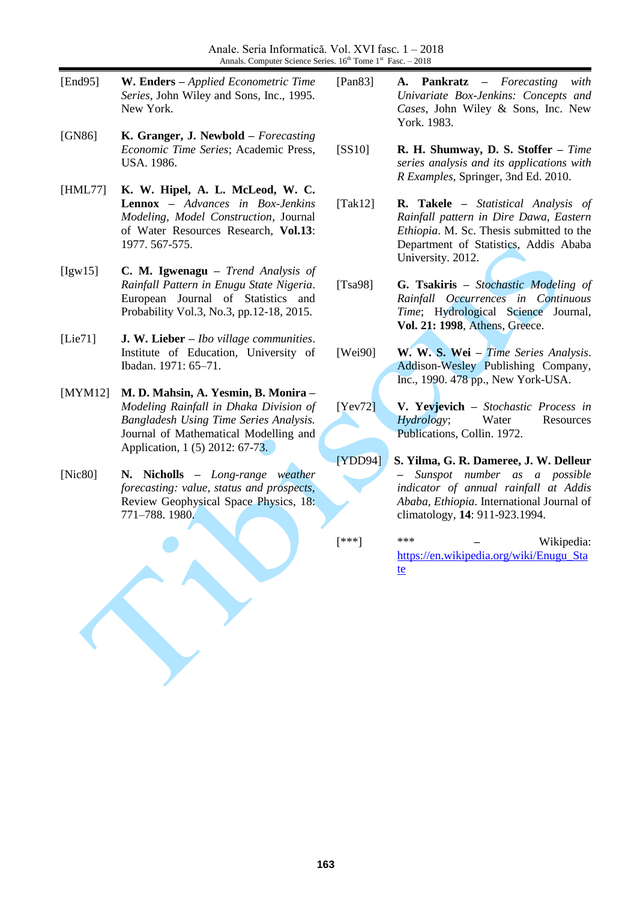[End95] **W. Enders** – *Applied Econometric Time Series*, John Wiley and Sons, Inc., 1995. New York.

[GN86] **K. Granger, J. Newbold** – *Forecasting Economic Time Series*; Academic Press, USA. 1986.

[HML77] **K. W. Hipel, A. L. McLeod, W. C. Lennox** – *Advances in Box-Jenkins Modeling, Model Construction*, Journal of Water Resources Research, **Vol.13**: 1977. 567-575.

[Igw15] **C. M. Igwenagu** – *Trend Analysis of Rainfall Pattern in Enugu State Nigeria*. European Journal of Statistics and Probability Vol.3, No.3, pp.12-18, 2015.

[Lie71] **J. W. Lieber** – *Ibo village communities*. Institute of Education, University of Ibadan. 1971: 65–71.

[MYM12] **M. D. Mahsin, A. Yesmin, B. Monira** – *Modeling Rainfall in Dhaka Division of Bangladesh Using Time Series Analysis*. Journal of Mathematical Modelling and Application, 1 (5) 2012: 67-73.

[Nic80] **N. Nicholls** – *Long-range weather forecasting: value, status and prospects*, Review Geophysical Space Physics, 18: 771–788. 1980.

[Pan83] **A. Pankratz** – *Forecasting with Univariate Box-Jenkins: Concepts and Cases*, John Wiley & Sons, Inc. New York. 1983.

[SS10] **R. H. Shumway, D. S. Stoffer** – *Time series analysis and its applications with R Examples*, Springer, 3nd Ed. 2010.

[Tak12] **R. Takele** – *Statistical Analysis of Rainfall pattern in Dire Dawa, Eastern Ethiopia*. M. Sc. Thesis submitted to the Department of Statistics, Addis Ababa University. 2012.

[Tsa98] **G. Tsakiris** – *Stochastic Modeling of Rainfall Occurrences in Continuous Time*; Hydrological Science Journal, **Vol. 21: 1998**, Athens, Greece.

[Wei90] **W. W. S. Wei** – *Time Series Analysis*. Addison-Wesley Publishing Company, Inc., 1990. 478 pp., New York-USA.

[Yev72] **V. Yevjevich** – *Stochastic Process in Hydrology*; Water Resources Publications, Collin. 1972.

[YDD94] **S. Yilma, G. R. Dameree, J. W. Delleur** – *Sunspot number as a possible indicator of annual rainfall at Addis Ababa, Ethiopia*. International Journal of climatology, **14**: 911-923.1994.

[***] *** – Wikipedia: https://en.wikipedia.org/wiki/Enugu_State